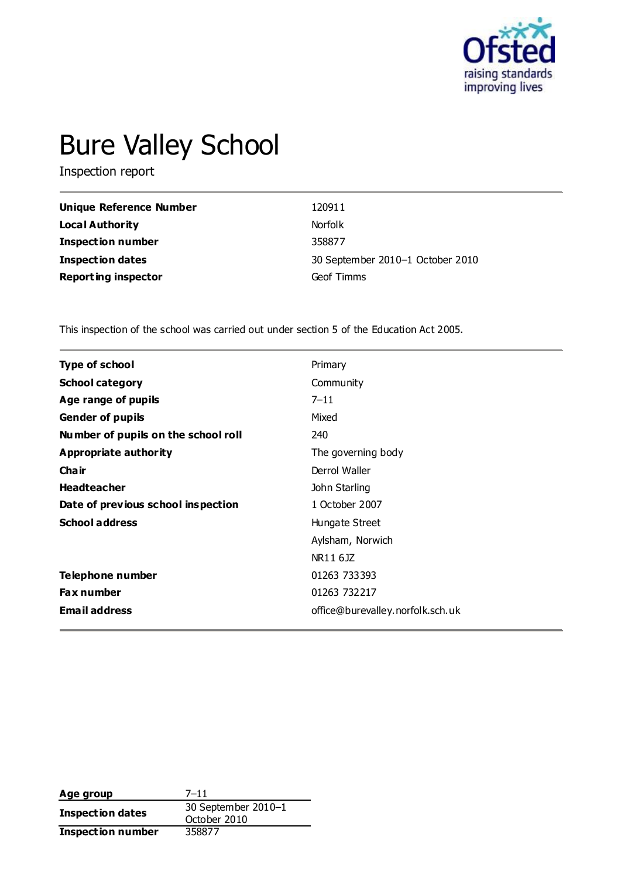Ofsted
raising standards
improving lives

# Bure Valley School

Inspection report

| | |
|---|---|
| **Unique Reference Number** | 120911 |
| **Local Authority** | Norfolk |
| **Inspection number** | 358877 |
| **Inspection dates** | 30 September 2010–1 October 2010 |
| **Reporting inspector** | Geof Timms |

This inspection of the school was carried out under section 5 of the Education Act 2005.

| | |
|---|---|
| **Type of school** | Primary |
| **School category** | Community |
| **Age range of pupils** | 7–11 |
| **Gender of pupils** | Mixed |
| **Number of pupils on the school roll** | 240 |
| **Appropriate authority** | The governing body |
| **Chair** | Derrol Waller |
| **Headteacher** | John Starling |
| **Date of previous school inspection** | 1 October 2007 |
| **School address** | Hungate Street<br>Aylsham, Norwich<br>NR11 6JZ |
| **Telephone number** | 01263 733393 |
| **Fax number** | 01263 732217 |
| **Email address** | office@burevalley.norfolk.sch.uk |

| | |
|---|---|
| **Age group** | 7–11 |
| **Inspection dates** | 30 September 2010–1 October 2010 |
| **Inspection number** | 358877 |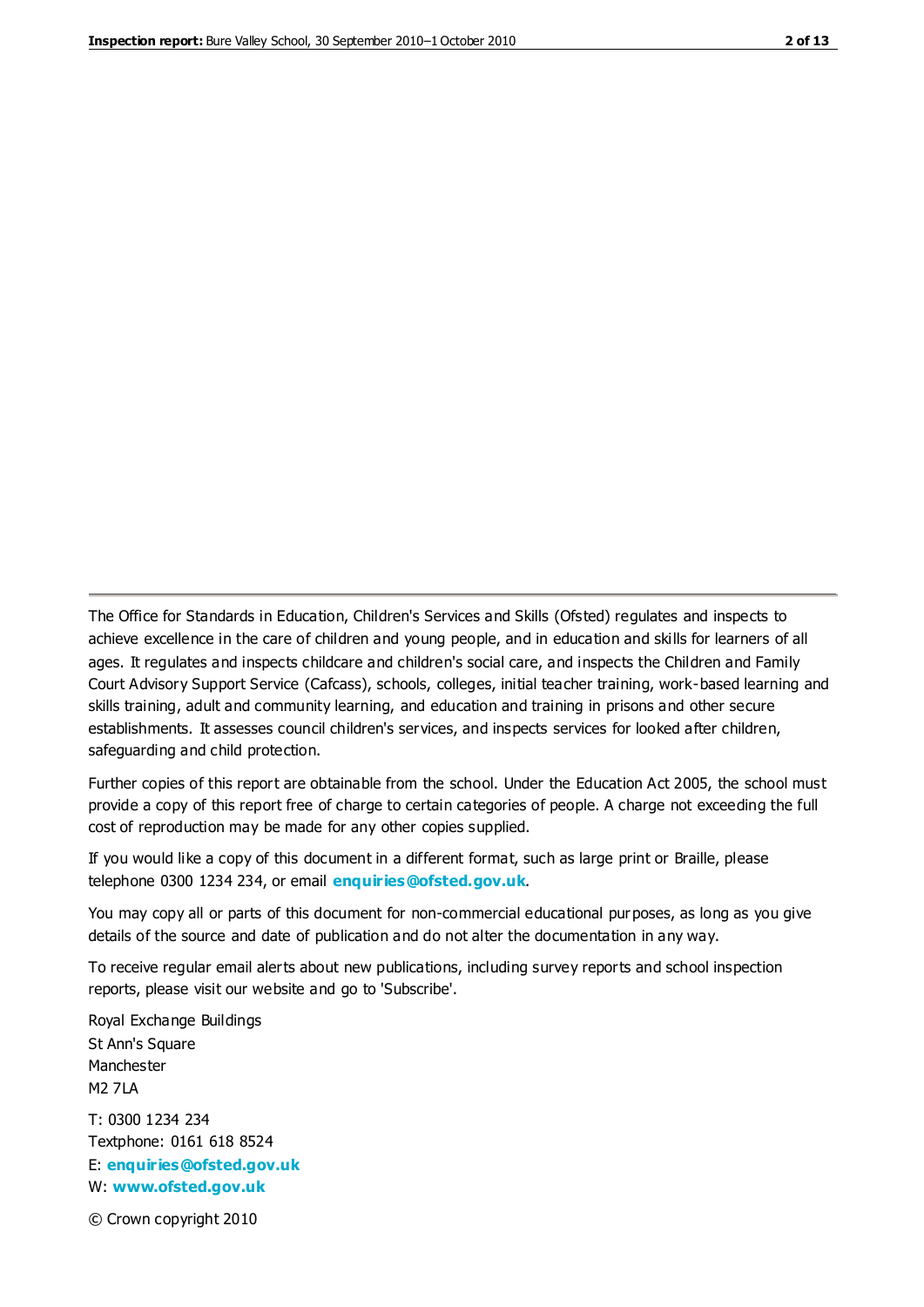The Office for Standards in Education, Children's Services and Skills (Ofsted) regulates and inspects to achieve excellence in the care of children and young people, and in education and skills for learners of all ages. It regulates and inspects childcare and children's social care, and inspects the Children and Family Court Advisory Support Service (Cafcass), schools, colleges, initial teacher training, work-based learning and skills training, adult and community learning, and education and training in prisons and other secure establishments. It assesses council children's services, and inspects services for looked after children, safeguarding and child protection.

Further copies of this report are obtainable from the school. Under the Education Act 2005, the school must provide a copy of this report free of charge to certain categories of people. A charge not exceeding the full cost of reproduction may be made for any other copies supplied.

If you would like a copy of this document in a different format, such as large print or Braille, please telephone 0300 1234 234, or email **enquiries@ofsted.gov.uk**.

You may copy all or parts of this document for non-commercial educational purposes, as long as you give details of the source and date of publication and do not alter the documentation in any way.

To receive regular email alerts about new publications, including survey reports and school inspection reports, please visit our website and go to 'Subscribe'.

Royal Exchange Buildings
St Ann's Square
Manchester
M2 7LA

T: 0300 1234 234
Textphone: 0161 618 8524
E: **enquiries@ofsted.gov.uk**
W: **www.ofsted.gov.uk**

© Crown copyright 2010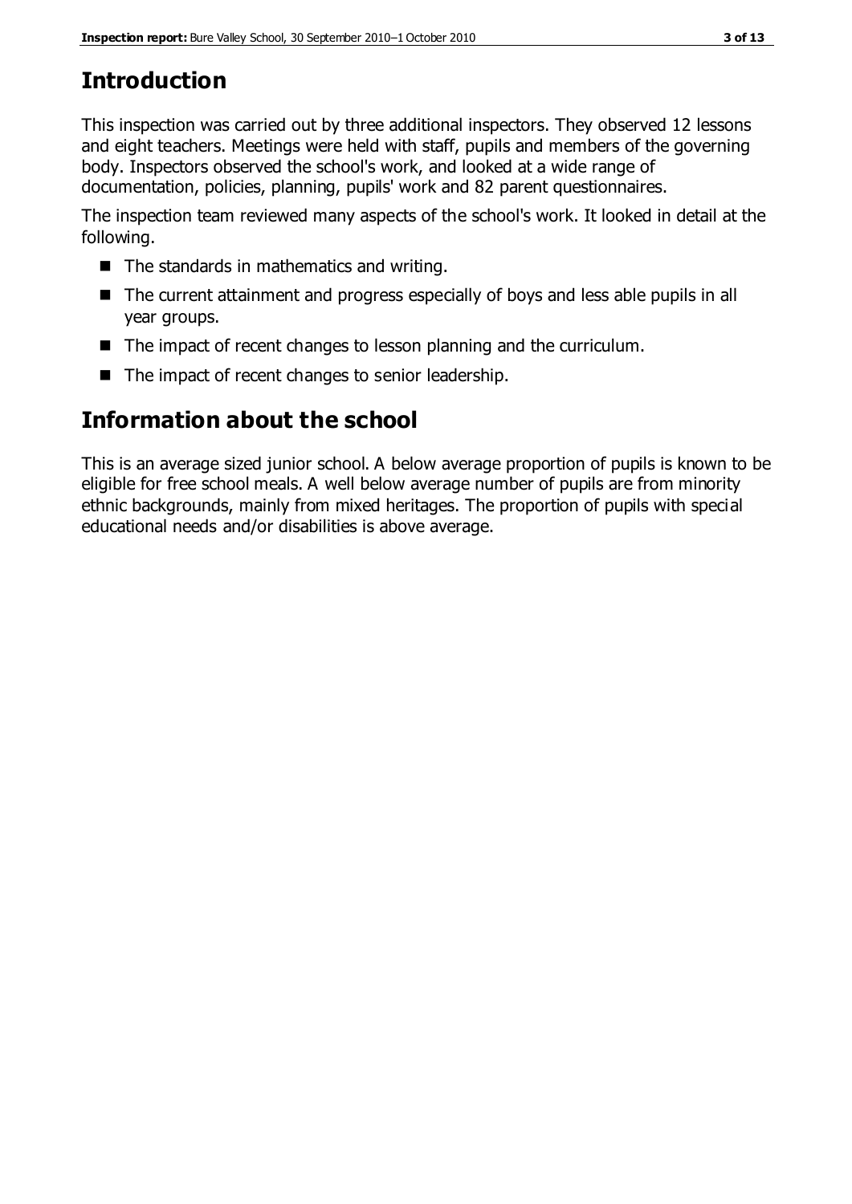## Introduction

This inspection was carried out by three additional inspectors. They observed 12 lessons and eight teachers. Meetings were held with staff, pupils and members of the governing body. Inspectors observed the school's work, and looked at a wide range of documentation, policies, planning, pupils' work and 82 parent questionnaires.

The inspection team reviewed many aspects of the school's work. It looked in detail at the following.

- The standards in mathematics and writing.
- The current attainment and progress especially of boys and less able pupils in all year groups.
- The impact of recent changes to lesson planning and the curriculum.
- The impact of recent changes to senior leadership.

## Information about the school

This is an average sized junior school. A below average proportion of pupils is known to be eligible for free school meals. A well below average number of pupils are from minority ethnic backgrounds, mainly from mixed heritages. The proportion of pupils with special educational needs and/or disabilities is above average.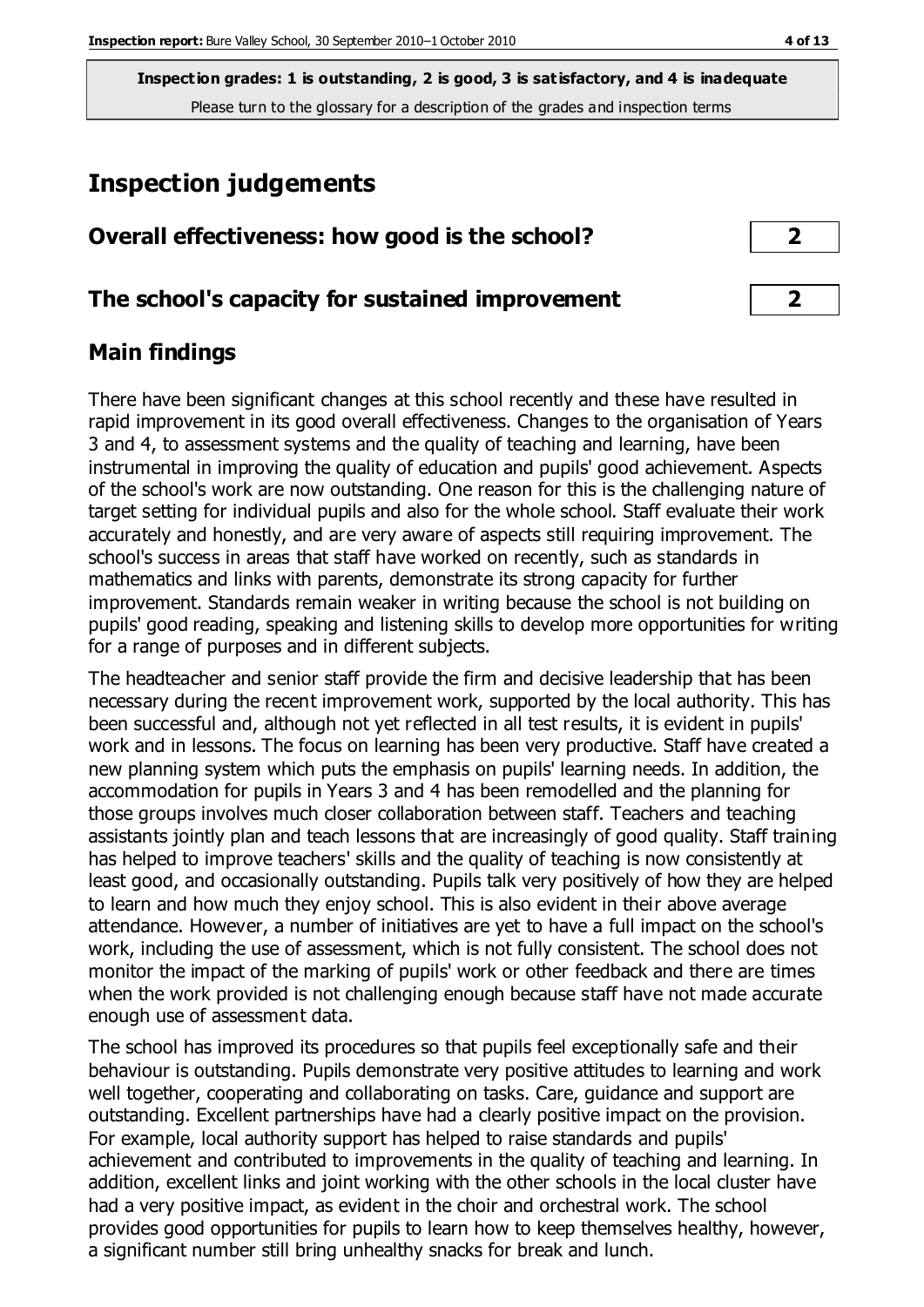**Inspection grades: 1 is outstanding, 2 is good, 3 is satisfactory, and 4 is inadequate**
Please turn to the glossary for a description of the grades and inspection terms

# Inspection judgements

| Overall effectiveness: how good is the school? | 2 |
|---|---|
| The school's capacity for sustained improvement | 2 |

## Main findings

There have been significant changes at this school recently and these have resulted in rapid improvement in its good overall effectiveness. Changes to the organisation of Years 3 and 4, to assessment systems and the quality of teaching and learning, have been instrumental in improving the quality of education and pupils' good achievement. Aspects of the school's work are now outstanding. One reason for this is the challenging nature of target setting for individual pupils and also for the whole school. Staff evaluate their work accurately and honestly, and are very aware of aspects still requiring improvement. The school's success in areas that staff have worked on recently, such as standards in mathematics and links with parents, demonstrate its strong capacity for further improvement. Standards remain weaker in writing because the school is not building on pupils' good reading, speaking and listening skills to develop more opportunities for writing for a range of purposes and in different subjects.

The headteacher and senior staff provide the firm and decisive leadership that has been necessary during the recent improvement work, supported by the local authority. This has been successful and, although not yet reflected in all test results, it is evident in pupils' work and in lessons. The focus on learning has been very productive. Staff have created a new planning system which puts the emphasis on pupils' learning needs. In addition, the accommodation for pupils in Years 3 and 4 has been remodelled and the planning for those groups involves much closer collaboration between staff. Teachers and teaching assistants jointly plan and teach lessons that are increasingly of good quality. Staff training has helped to improve teachers' skills and the quality of teaching is now consistently at least good, and occasionally outstanding. Pupils talk very positively of how they are helped to learn and how much they enjoy school. This is also evident in their above average attendance. However, a number of initiatives are yet to have a full impact on the school's work, including the use of assessment, which is not fully consistent. The school does not monitor the impact of the marking of pupils' work or other feedback and there are times when the work provided is not challenging enough because staff have not made accurate enough use of assessment data.

The school has improved its procedures so that pupils feel exceptionally safe and their behaviour is outstanding. Pupils demonstrate very positive attitudes to learning and work well together, cooperating and collaborating on tasks. Care, guidance and support are outstanding. Excellent partnerships have had a clearly positive impact on the provision. For example, local authority support has helped to raise standards and pupils' achievement and contributed to improvements in the quality of teaching and learning. In addition, excellent links and joint working with the other schools in the local cluster have had a very positive impact, as evident in the choir and orchestral work. The school provides good opportunities for pupils to learn how to keep themselves healthy, however, a significant number still bring unhealthy snacks for break and lunch.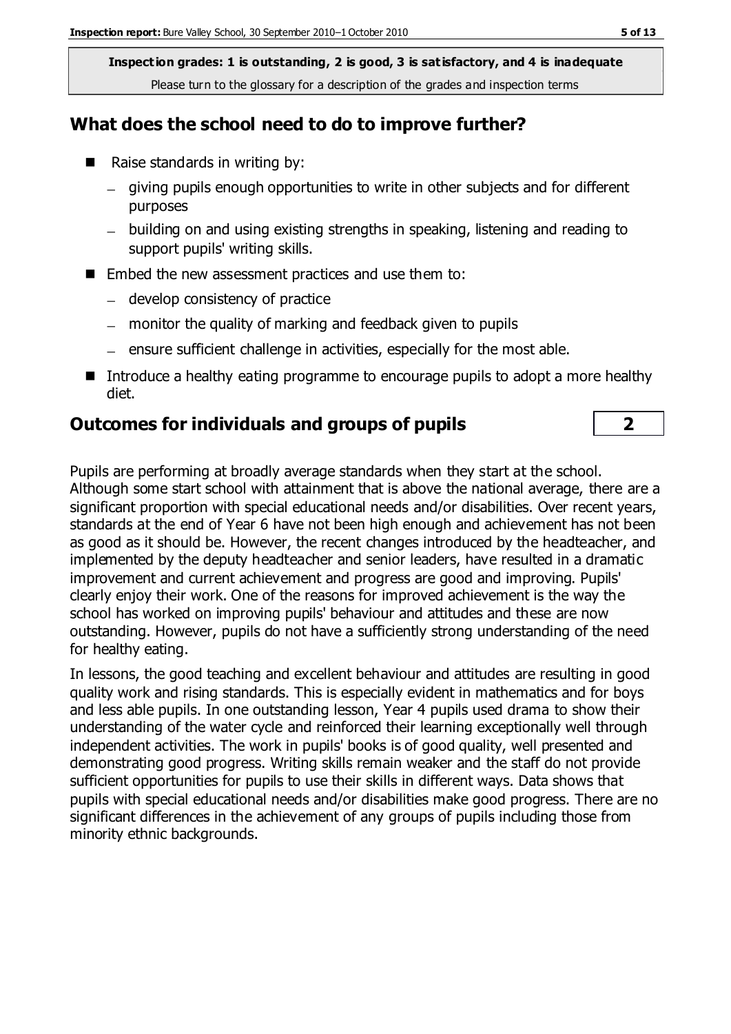**Inspection grades: 1 is outstanding, 2 is good, 3 is satisfactory, and 4 is inadequate**
Please turn to the glossary for a description of the grades and inspection terms

## What does the school need to do to improve further?

- Raise standards in writing by:
  - giving pupils enough opportunities to write in other subjects and for different purposes
  - building on and using existing strengths in speaking, listening and reading to support pupils' writing skills.
- Embed the new assessment practices and use them to:
  - develop consistency of practice
  - monitor the quality of marking and feedback given to pupils
  - ensure sufficient challenge in activities, especially for the most able.
- Introduce a healthy eating programme to encourage pupils to adopt a more healthy diet.

## Outcomes for individuals and groups of pupils — 2

Pupils are performing at broadly average standards when they start at the school. Although some start school with attainment that is above the national average, there are a significant proportion with special educational needs and/or disabilities. Over recent years, standards at the end of Year 6 have not been high enough and achievement has not been as good as it should be. However, the recent changes introduced by the headteacher, and implemented by the deputy headteacher and senior leaders, have resulted in a dramatic improvement and current achievement and progress are good and improving. Pupils' clearly enjoy their work. One of the reasons for improved achievement is the way the school has worked on improving pupils' behaviour and attitudes and these are now outstanding. However, pupils do not have a sufficiently strong understanding of the need for healthy eating.

In lessons, the good teaching and excellent behaviour and attitudes are resulting in good quality work and rising standards. This is especially evident in mathematics and for boys and less able pupils. In one outstanding lesson, Year 4 pupils used drama to show their understanding of the water cycle and reinforced their learning exceptionally well through independent activities. The work in pupils' books is of good quality, well presented and demonstrating good progress. Writing skills remain weaker and the staff do not provide sufficient opportunities for pupils to use their skills in different ways. Data shows that pupils with special educational needs and/or disabilities make good progress. There are no significant differences in the achievement of any groups of pupils including those from minority ethnic backgrounds.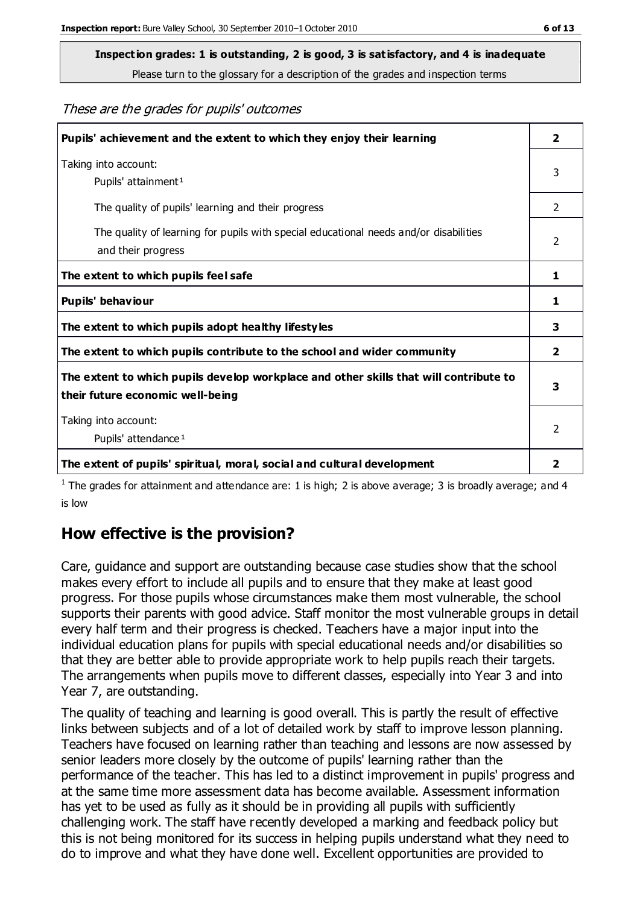**Inspection grades: 1 is outstanding, 2 is good, 3 is satisfactory, and 4 is inadequate**
Please turn to the glossary for a description of the grades and inspection terms

*These are the grades for pupils' outcomes*

| | |
|---|---|
| **Pupils' achievement and the extent to which they enjoy their learning** | **2** |
| Taking into account:<br>Pupils' attainment[1] | 3 |
| The quality of pupils' learning and their progress | 2 |
| The quality of learning for pupils with special educational needs and/or disabilities and their progress | 2 |
| **The extent to which pupils feel safe** | **1** |
| **Pupils' behaviour** | **1** |
| **The extent to which pupils adopt healthy lifestyles** | **3** |
| **The extent to which pupils contribute to the school and wider community** | **2** |
| **The extent to which pupils develop workplace and other skills that will contribute to their future economic well-being** | **3** |
| Taking into account:<br>Pupils' attendance[1] | 2 |
| **The extent of pupils' spiritual, moral, social and cultural development** | **2** |

[1] The grades for attainment and attendance are: 1 is high; 2 is above average; 3 is broadly average; and 4 is low

## How effective is the provision?

Care, guidance and support are outstanding because case studies show that the school makes every effort to include all pupils and to ensure that they make at least good progress. For those pupils whose circumstances make them most vulnerable, the school supports their parents with good advice. Staff monitor the most vulnerable groups in detail every half term and their progress is checked. Teachers have a major input into the individual education plans for pupils with special educational needs and/or disabilities so that they are better able to provide appropriate work to help pupils reach their targets. The arrangements when pupils move to different classes, especially into Year 3 and into Year 7, are outstanding.

The quality of teaching and learning is good overall. This is partly the result of effective links between subjects and of a lot of detailed work by staff to improve lesson planning. Teachers have focused on learning rather than teaching and lessons are now assessed by senior leaders more closely by the outcome of pupils' learning rather than the performance of the teacher. This has led to a distinct improvement in pupils' progress and at the same time more assessment data has become available. Assessment information has yet to be used as fully as it should be in providing all pupils with sufficiently challenging work. The staff have recently developed a marking and feedback policy but this is not being monitored for its success in helping pupils understand what they need to do to improve and what they have done well. Excellent opportunities are provided to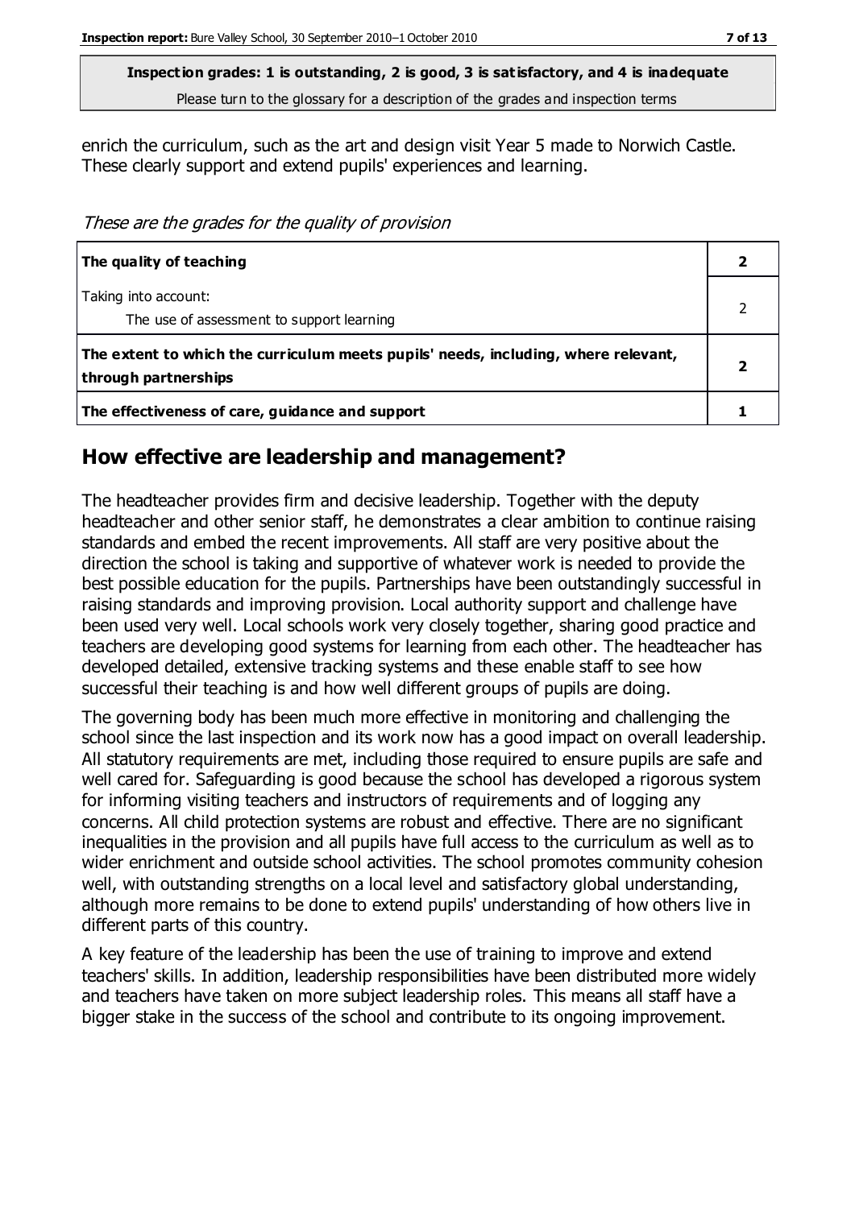**Inspection grades: 1 is outstanding, 2 is good, 3 is satisfactory, and 4 is inadequate**
Please turn to the glossary for a description of the grades and inspection terms

enrich the curriculum, such as the art and design visit Year 5 made to Norwich Castle. These clearly support and extend pupils' experiences and learning.

*These are the grades for the quality of provision*

| | |
|---|---|
| **The quality of teaching** | **2** |
| Taking into account: The use of assessment to support learning | 2 |
| **The extent to which the curriculum meets pupils' needs, including, where relevant, through partnerships** | **2** |
| **The effectiveness of care, guidance and support** | **1** |

## How effective are leadership and management?

The headteacher provides firm and decisive leadership. Together with the deputy headteacher and other senior staff, he demonstrates a clear ambition to continue raising standards and embed the recent improvements. All staff are very positive about the direction the school is taking and supportive of whatever work is needed to provide the best possible education for the pupils. Partnerships have been outstandingly successful in raising standards and improving provision. Local authority support and challenge have been used very well. Local schools work very closely together, sharing good practice and teachers are developing good systems for learning from each other. The headteacher has developed detailed, extensive tracking systems and these enable staff to see how successful their teaching is and how well different groups of pupils are doing.

The governing body has been much more effective in monitoring and challenging the school since the last inspection and its work now has a good impact on overall leadership. All statutory requirements are met, including those required to ensure pupils are safe and well cared for. Safeguarding is good because the school has developed a rigorous system for informing visiting teachers and instructors of requirements and of logging any concerns. All child protection systems are robust and effective. There are no significant inequalities in the provision and all pupils have full access to the curriculum as well as to wider enrichment and outside school activities. The school promotes community cohesion well, with outstanding strengths on a local level and satisfactory global understanding, although more remains to be done to extend pupils' understanding of how others live in different parts of this country.

A key feature of the leadership has been the use of training to improve and extend teachers' skills. In addition, leadership responsibilities have been distributed more widely and teachers have taken on more subject leadership roles. This means all staff have a bigger stake in the success of the school and contribute to its ongoing improvement.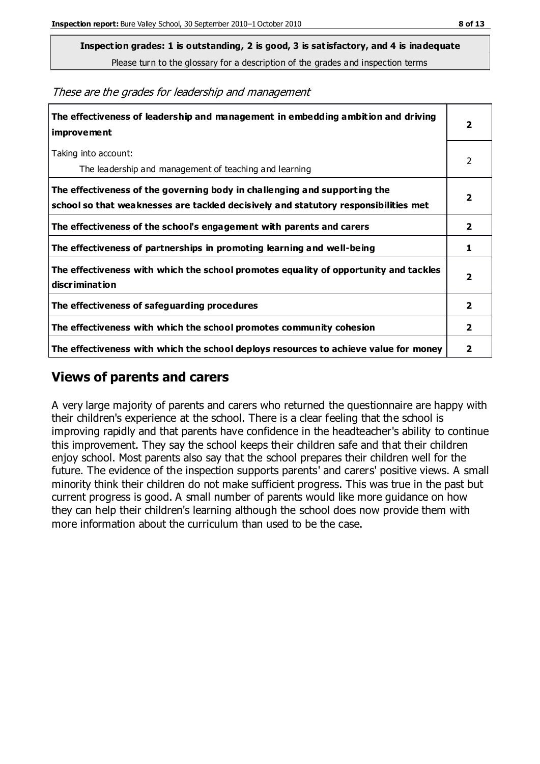**Inspection grades: 1 is outstanding, 2 is good, 3 is satisfactory, and 4 is inadequate**
Please turn to the glossary for a description of the grades and inspection terms

*These are the grades for leadership and management*

| | |
|---|---|
| **The effectiveness of leadership and management in embedding ambition and driving improvement** | **2** |
| Taking into account: The leadership and management of teaching and learning | 2 |
| **The effectiveness of the governing body in challenging and supporting the school so that weaknesses are tackled decisively and statutory responsibilities met** | **2** |
| **The effectiveness of the school's engagement with parents and carers** | **2** |
| **The effectiveness of partnerships in promoting learning and well-being** | **1** |
| **The effectiveness with which the school promotes equality of opportunity and tackles discrimination** | **2** |
| **The effectiveness of safeguarding procedures** | **2** |
| **The effectiveness with which the school promotes community cohesion** | **2** |
| **The effectiveness with which the school deploys resources to achieve value for money** | **2** |

## Views of parents and carers

A very large majority of parents and carers who returned the questionnaire are happy with their children's experience at the school. There is a clear feeling that the school is improving rapidly and that parents have confidence in the headteacher's ability to continue this improvement. They say the school keeps their children safe and that their children enjoy school. Most parents also say that the school prepares their children well for the future. The evidence of the inspection supports parents' and carers' positive views. A small minority think their children do not make sufficient progress. This was true in the past but current progress is good. A small number of parents would like more guidance on how they can help their children's learning although the school does now provide them with more information about the curriculum than used to be the case.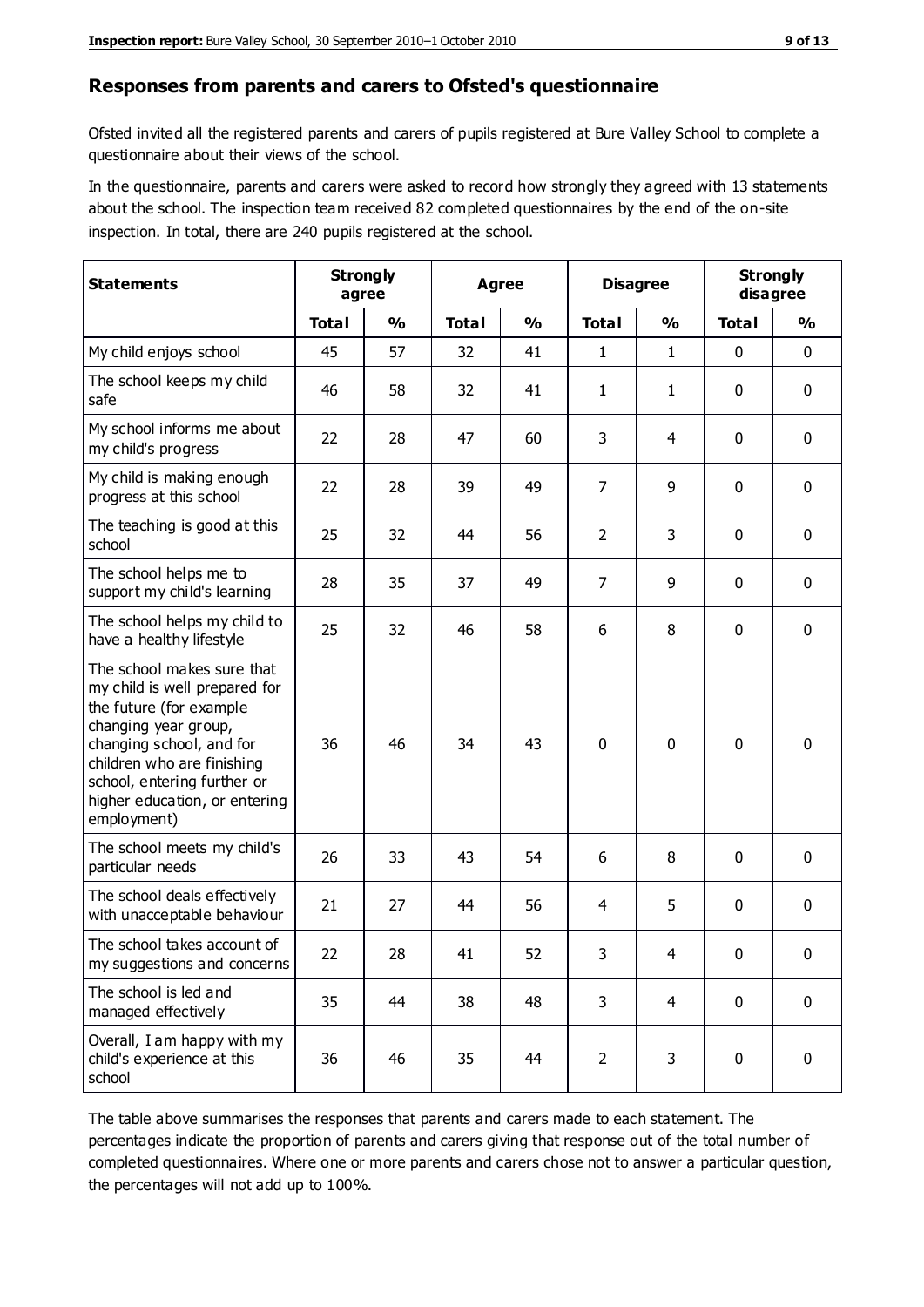## Responses from parents and carers to Ofsted's questionnaire

Ofsted invited all the registered parents and carers of pupils registered at Bure Valley School to complete a questionnaire about their views of the school.

In the questionnaire, parents and carers were asked to record how strongly they agreed with 13 statements about the school. The inspection team received 82 completed questionnaires by the end of the on-site inspection. In total, there are 240 pupils registered at the school.

| Statements | Strongly agree | | Agree | | Disagree | | Strongly disagree | |
|---|---|---|---|---|---|---|---|---|
| | Total | % | Total | % | Total | % | Total | % |
| My child enjoys school | 45 | 57 | 32 | 41 | 1 | 1 | 0 | 0 |
| The school keeps my child safe | 46 | 58 | 32 | 41 | 1 | 1 | 0 | 0 |
| My school informs me about my child's progress | 22 | 28 | 47 | 60 | 3 | 4 | 0 | 0 |
| My child is making enough progress at this school | 22 | 28 | 39 | 49 | 7 | 9 | 0 | 0 |
| The teaching is good at this school | 25 | 32 | 44 | 56 | 2 | 3 | 0 | 0 |
| The school helps me to support my child's learning | 28 | 35 | 37 | 49 | 7 | 9 | 0 | 0 |
| The school helps my child to have a healthy lifestyle | 25 | 32 | 46 | 58 | 6 | 8 | 0 | 0 |
| The school makes sure that my child is well prepared for the future (for example changing year group, changing school, and for children who are finishing school, entering further or higher education, or entering employment) | 36 | 46 | 34 | 43 | 0 | 0 | 0 | 0 |
| The school meets my child's particular needs | 26 | 33 | 43 | 54 | 6 | 8 | 0 | 0 |
| The school deals effectively with unacceptable behaviour | 21 | 27 | 44 | 56 | 4 | 5 | 0 | 0 |
| The school takes account of my suggestions and concerns | 22 | 28 | 41 | 52 | 3 | 4 | 0 | 0 |
| The school is led and managed effectively | 35 | 44 | 38 | 48 | 3 | 4 | 0 | 0 |
| Overall, I am happy with my child's experience at this school | 36 | 46 | 35 | 44 | 2 | 3 | 0 | 0 |

The table above summarises the responses that parents and carers made to each statement. The percentages indicate the proportion of parents and carers giving that response out of the total number of completed questionnaires. Where one or more parents and carers chose not to answer a particular question, the percentages will not add up to 100%.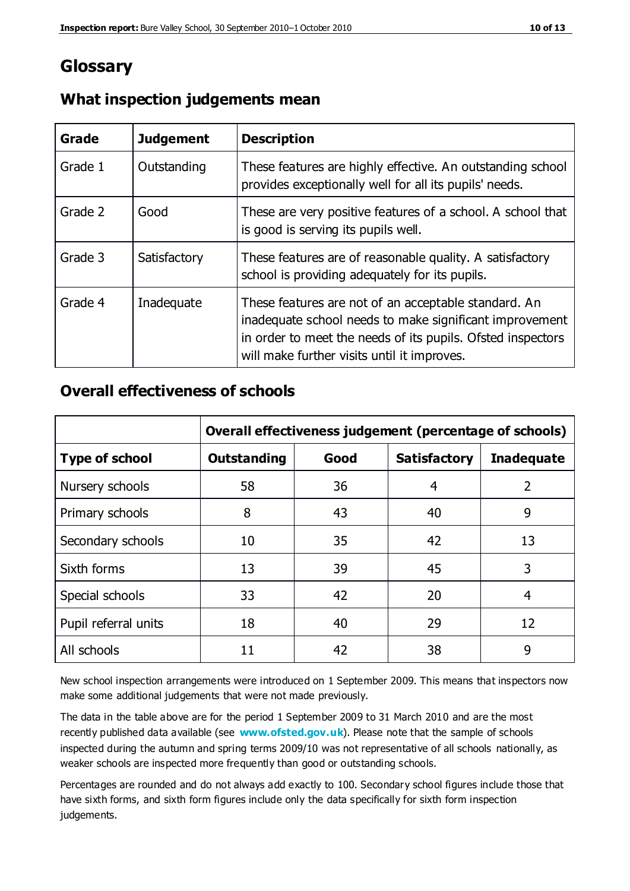# Glossary

## What inspection judgements mean

| Grade | Judgement | Description |
| --- | --- | --- |
| Grade 1 | Outstanding | These features are highly effective. An outstanding school provides exceptionally well for all its pupils' needs. |
| Grade 2 | Good | These are very positive features of a school. A school that is good is serving its pupils well. |
| Grade 3 | Satisfactory | These features are of reasonable quality. A satisfactory school is providing adequately for its pupils. |
| Grade 4 | Inadequate | These features are not of an acceptable standard. An inadequate school needs to make significant improvement in order to meet the needs of its pupils. Ofsted inspectors will make further visits until it improves. |

## Overall effectiveness of schools

| | Overall effectiveness judgement (percentage of schools) | | | |
| --- | --- | --- | --- | --- |
| **Type of school** | **Outstanding** | **Good** | **Satisfactory** | **Inadequate** |
| Nursery schools | 58 | 36 | 4 | 2 |
| Primary schools | 8 | 43 | 40 | 9 |
| Secondary schools | 10 | 35 | 42 | 13 |
| Sixth forms | 13 | 39 | 45 | 3 |
| Special schools | 33 | 42 | 20 | 4 |
| Pupil referral units | 18 | 40 | 29 | 12 |
| All schools | 11 | 42 | 38 | 9 |

New school inspection arrangements were introduced on 1 September 2009. This means that inspectors now make some additional judgements that were not made previously.

The data in the table above are for the period 1 September 2009 to 31 March 2010 and are the most recently published data available (see **www.ofsted.gov.uk**). Please note that the sample of schools inspected during the autumn and spring terms 2009/10 was not representative of all schools nationally, as weaker schools are inspected more frequently than good or outstanding schools.

Percentages are rounded and do not always add exactly to 100. Secondary school figures include those that have sixth forms, and sixth form figures include only the data specifically for sixth form inspection judgements.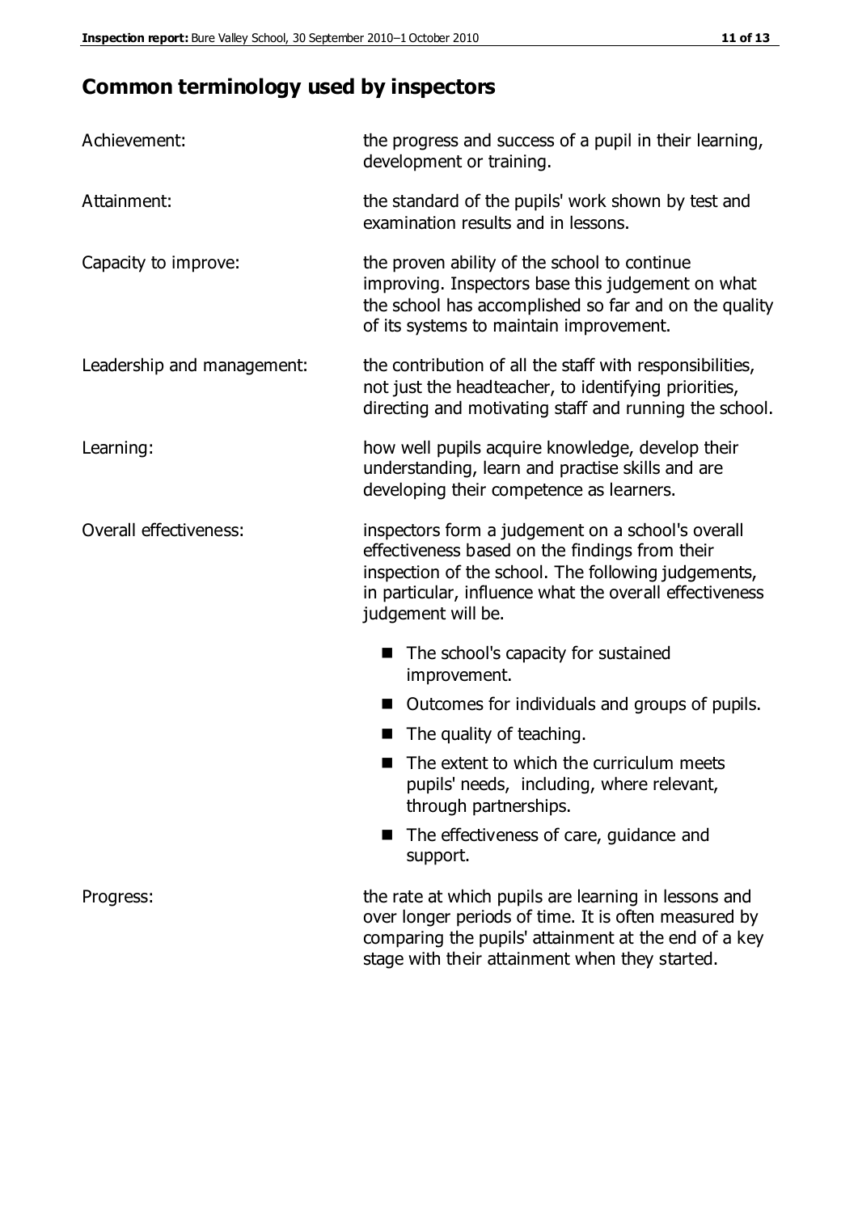## Common terminology used by inspectors

| | |
|---|---|
| Achievement: | the progress and success of a pupil in their learning, development or training. |
| Attainment: | the standard of the pupils' work shown by test and examination results and in lessons. |
| Capacity to improve: | the proven ability of the school to continue improving. Inspectors base this judgement on what the school has accomplished so far and on the quality of its systems to maintain improvement. |
| Leadership and management: | the contribution of all the staff with responsibilities, not just the headteacher, to identifying priorities, directing and motivating staff and running the school. |
| Learning: | how well pupils acquire knowledge, develop their understanding, learn and practise skills and are developing their competence as learners. |
| Overall effectiveness: | inspectors form a judgement on a school's overall effectiveness based on the findings from their inspection of the school. The following judgements, in particular, influence what the overall effectiveness judgement will be. |

- The school's capacity for sustained improvement.
- Outcomes for individuals and groups of pupils.
- The quality of teaching.
- The extent to which the curriculum meets pupils' needs, including, where relevant, through partnerships.
- The effectiveness of care, guidance and support.

| | |
|---|---|
| Progress: | the rate at which pupils are learning in lessons and over longer periods of time. It is often measured by comparing the pupils' attainment at the end of a key stage with their attainment when they started. |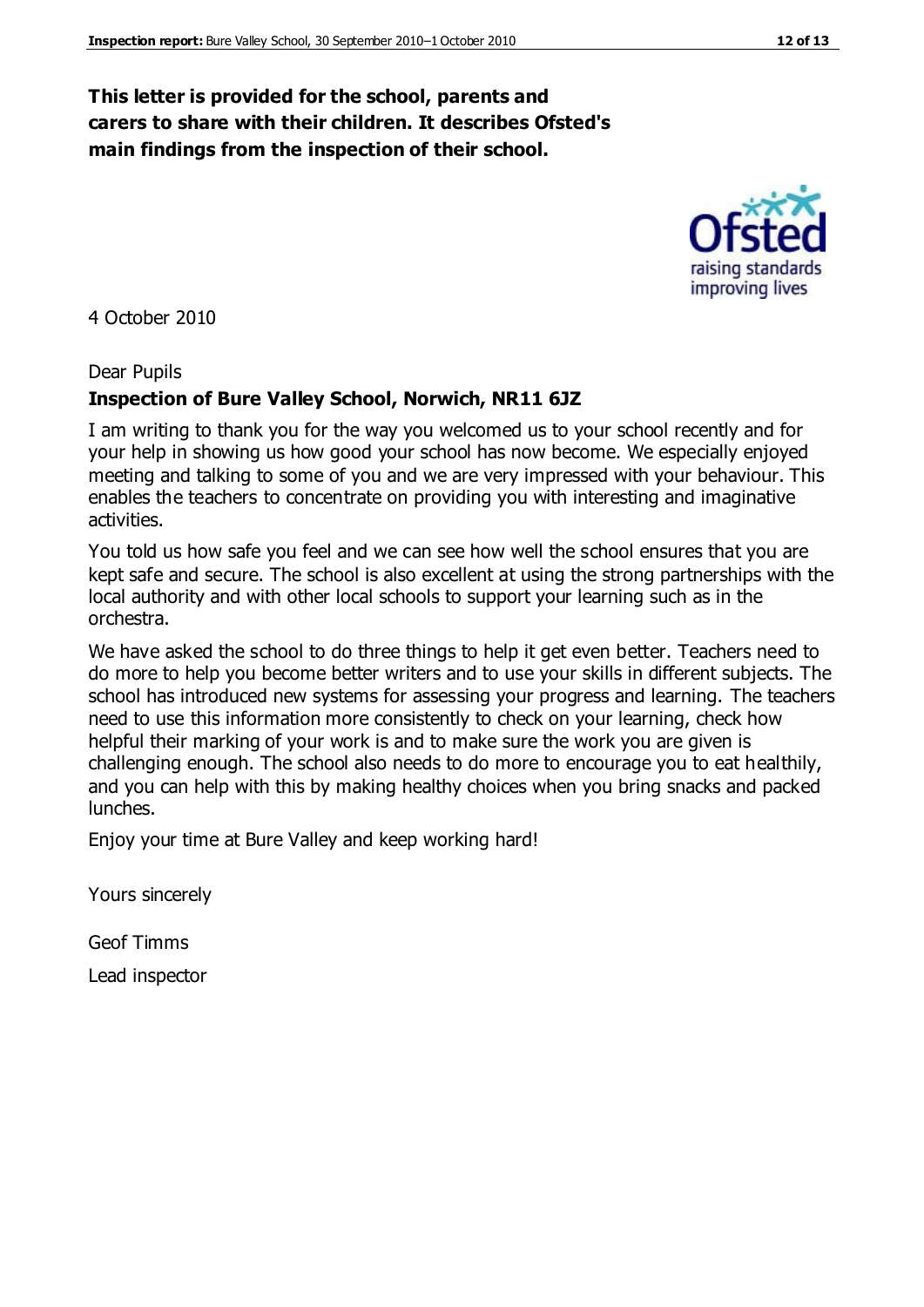**This letter is provided for the school, parents and carers to share with their children. It describes Ofsted's main findings from the inspection of their school.**

4 October 2010

Dear Pupils

**Inspection of Bure Valley School, Norwich, NR11 6JZ**

I am writing to thank you for the way you welcomed us to your school recently and for your help in showing us how good your school has now become. We especially enjoyed meeting and talking to some of you and we are very impressed with your behaviour. This enables the teachers to concentrate on providing you with interesting and imaginative activities.

You told us how safe you feel and we can see how well the school ensures that you are kept safe and secure. The school is also excellent at using the strong partnerships with the local authority and with other local schools to support your learning such as in the orchestra.

We have asked the school to do three things to help it get even better. Teachers need to do more to help you become better writers and to use your skills in different subjects. The school has introduced new systems for assessing your progress and learning. The teachers need to use this information more consistently to check on your learning, check how helpful their marking of your work is and to make sure the work you are given is challenging enough. The school also needs to do more to encourage you to eat healthily, and you can help with this by making healthy choices when you bring snacks and packed lunches.

Enjoy your time at Bure Valley and keep working hard!

Yours sincerely

Geof Timms

Lead inspector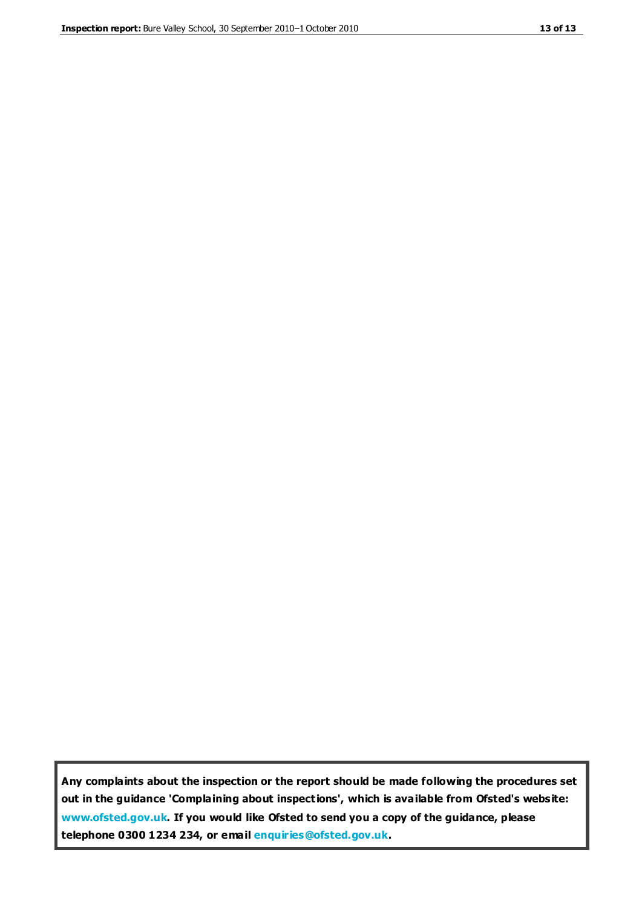**Any complaints about the inspection or the report should be made following the procedures set out in the guidance 'Complaining about inspections', which is available from Ofsted's website: www.ofsted.gov.uk. If you would like Ofsted to send you a copy of the guidance, please telephone 0300 1234 234, or email enquiries@ofsted.gov.uk.**